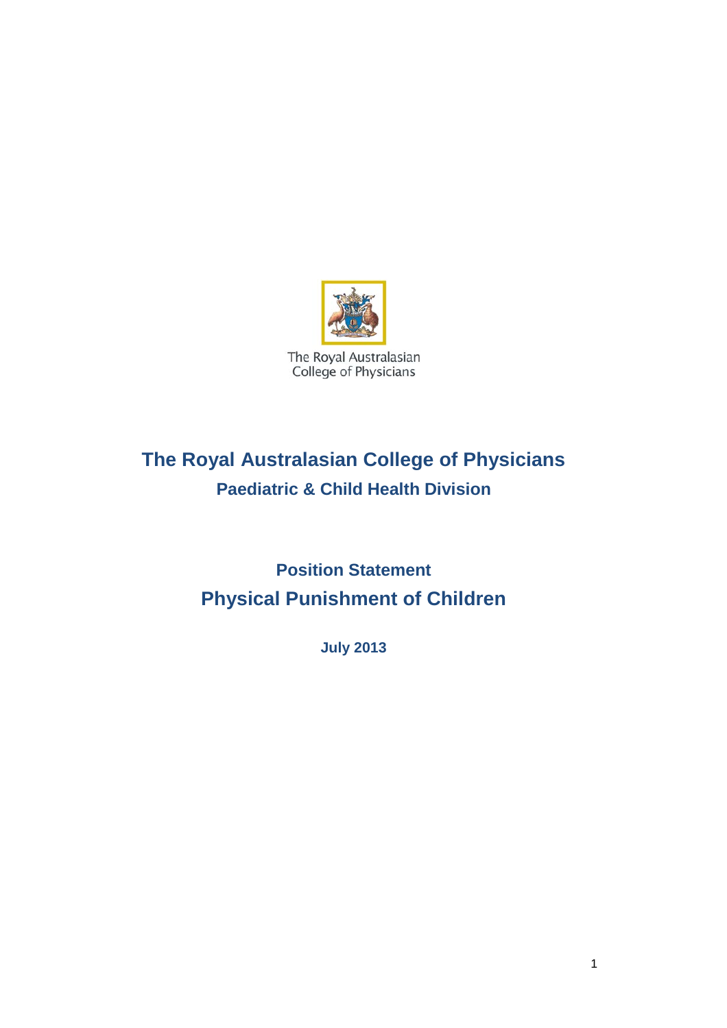The Royal Australasian College of Physicians

# The Royal Australasian College of Physicians

## Paediatric & Child Health Division

## Position Statement

# Physical Punishment of Children

**July 2013**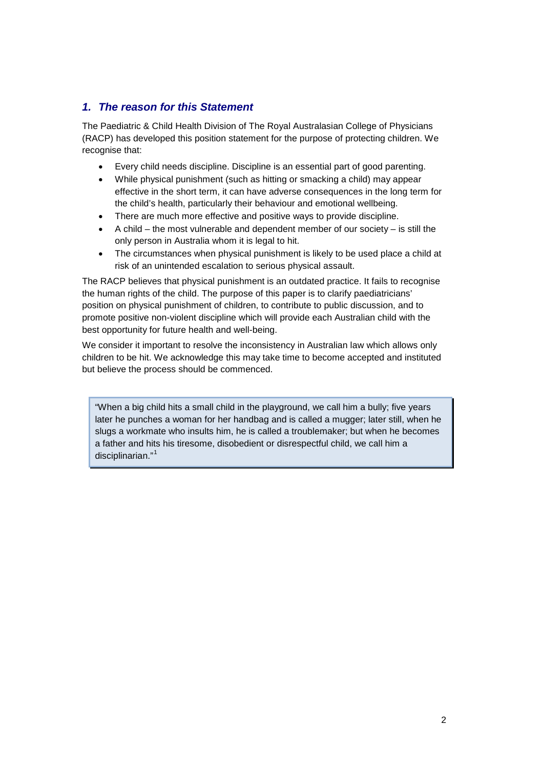## *1. The reason for this Statement*

The Paediatric & Child Health Division of The Royal Australasian College of Physicians (RACP) has developed this position statement for the purpose of protecting children. We recognise that:

- Every child needs discipline. Discipline is an essential part of good parenting.
- While physical punishment (such as hitting or smacking a child) may appear effective in the short term, it can have adverse consequences in the long term for the child's health, particularly their behaviour and emotional wellbeing.
- There are much more effective and positive ways to provide discipline.
- A child – the most vulnerable and dependent member of our society – is still the only person in Australia whom it is legal to hit.
- The circumstances when physical punishment is likely to be used place a child at risk of an unintended escalation to serious physical assault.

The RACP believes that physical punishment is an outdated practice. It fails to recognise the human rights of the child. The purpose of this paper is to clarify paediatricians' position on physical punishment of children, to contribute to public discussion, and to promote positive non-violent discipline which will provide each Australian child with the best opportunity for future health and well-being.

We consider it important to resolve the inconsistency in Australian law which allows only children to be hit. We acknowledge this may take time to become accepted and instituted but believe the process should be commenced.

> "When a big child hits a small child in the playground, we call him a bully; five years later he punches a woman for her handbag and is called a mugger; later still, when he slugs a workmate who insults him, he is called a troublemaker; but when he becomes a father and hits his tiresome, disobedient or disrespectful child, we call him a disciplinarian."[1]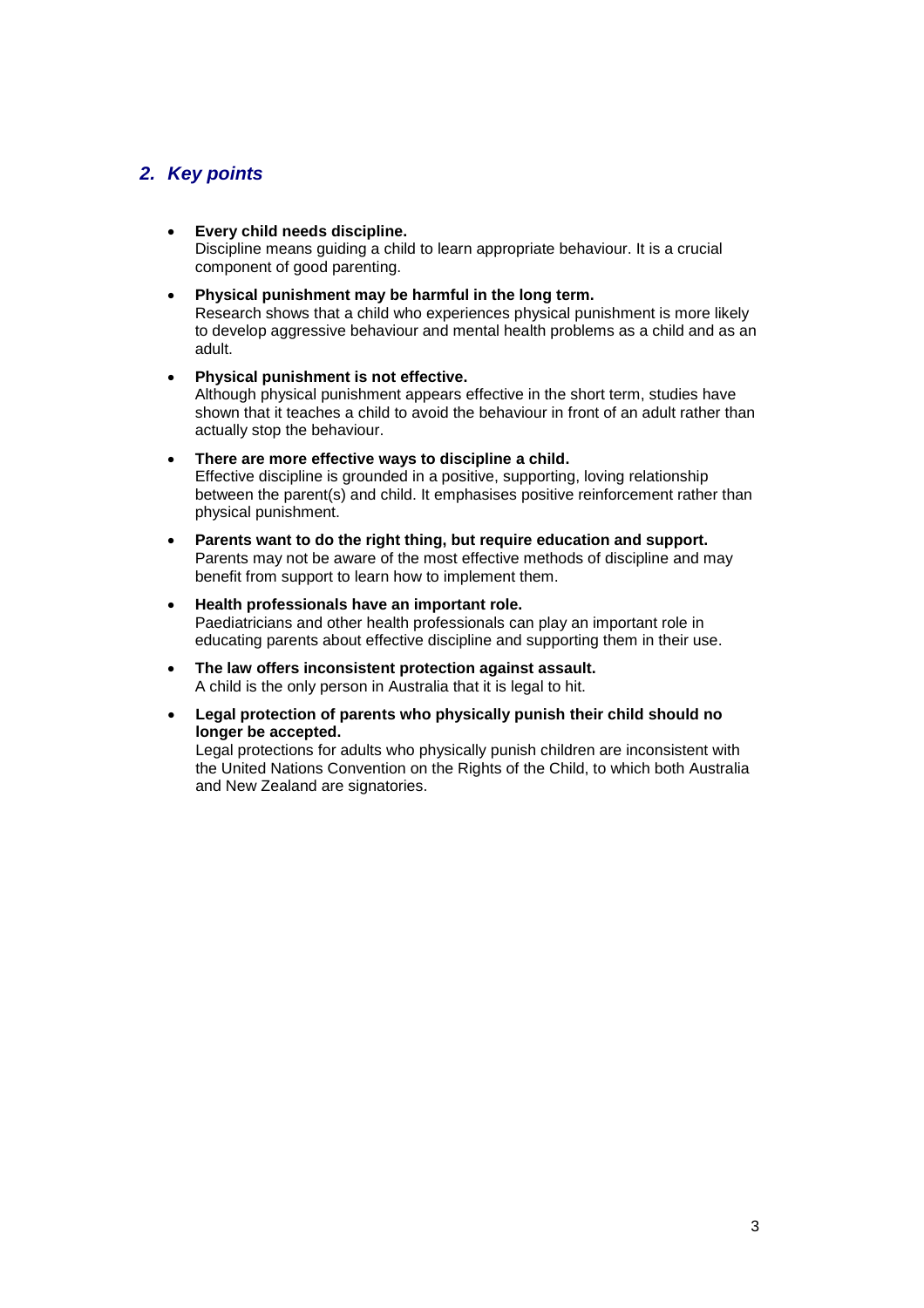## *2. Key points*

- **Every child needs discipline.**
  Discipline means guiding a child to learn appropriate behaviour. It is a crucial component of good parenting.
- **Physical punishment may be harmful in the long term.**
  Research shows that a child who experiences physical punishment is more likely to develop aggressive behaviour and mental health problems as a child and as an adult.
- **Physical punishment is not effective.**
  Although physical punishment appears effective in the short term, studies have shown that it teaches a child to avoid the behaviour in front of an adult rather than actually stop the behaviour.
- **There are more effective ways to discipline a child.**
  Effective discipline is grounded in a positive, supporting, loving relationship between the parent(s) and child. It emphasises positive reinforcement rather than physical punishment.
- **Parents want to do the right thing, but require education and support.**
  Parents may not be aware of the most effective methods of discipline and may benefit from support to learn how to implement them.
- **Health professionals have an important role.**
  Paediatricians and other health professionals can play an important role in educating parents about effective discipline and supporting them in their use.
- **The law offers inconsistent protection against assault.**
  A child is the only person in Australia that it is legal to hit.
- **Legal protection of parents who physically punish their child should no longer be accepted.**
  Legal protections for adults who physically punish children are inconsistent with the United Nations Convention on the Rights of the Child, to which both Australia and New Zealand are signatories.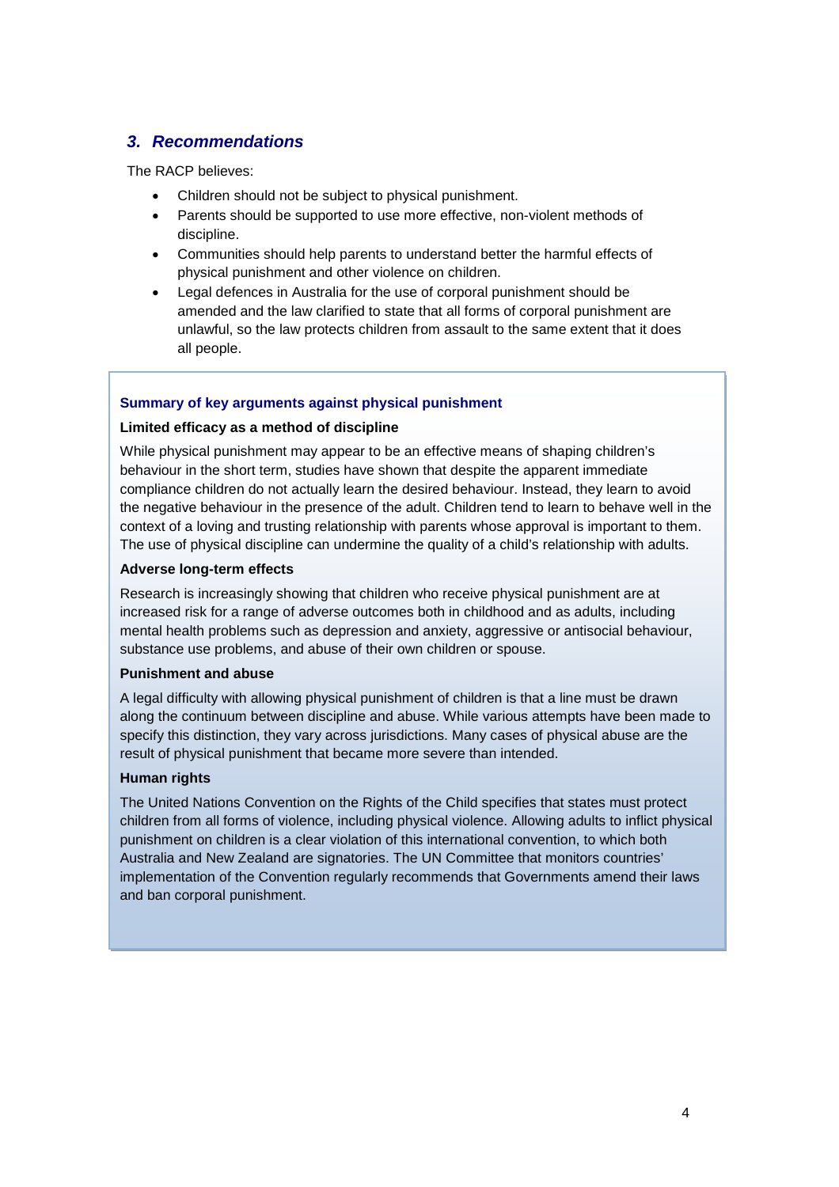## *3. Recommendations*

The RACP believes:

- Children should not be subject to physical punishment.
- Parents should be supported to use more effective, non-violent methods of discipline.
- Communities should help parents to understand better the harmful effects of physical punishment and other violence on children.
- Legal defences in Australia for the use of corporal punishment should be amended and the law clarified to state that all forms of corporal punishment are unlawful, so the law protects children from assault to the same extent that it does all people.

### Summary of key arguments against physical punishment

**Limited efficacy as a method of discipline**

While physical punishment may appear to be an effective means of shaping children's behaviour in the short term, studies have shown that despite the apparent immediate compliance children do not actually learn the desired behaviour. Instead, they learn to avoid the negative behaviour in the presence of the adult. Children tend to learn to behave well in the context of a loving and trusting relationship with parents whose approval is important to them. The use of physical discipline can undermine the quality of a child's relationship with adults.

**Adverse long-term effects**

Research is increasingly showing that children who receive physical punishment are at increased risk for a range of adverse outcomes both in childhood and as adults, including mental health problems such as depression and anxiety, aggressive or antisocial behaviour, substance use problems, and abuse of their own children or spouse.

**Punishment and abuse**

A legal difficulty with allowing physical punishment of children is that a line must be drawn along the continuum between discipline and abuse. While various attempts have been made to specify this distinction, they vary across jurisdictions. Many cases of physical abuse are the result of physical punishment that became more severe than intended.

**Human rights**

The United Nations Convention on the Rights of the Child specifies that states must protect children from all forms of violence, including physical violence. Allowing adults to inflict physical punishment on children is a clear violation of this international convention, to which both Australia and New Zealand are signatories. The UN Committee that monitors countries' implementation of the Convention regularly recommends that Governments amend their laws and ban corporal punishment.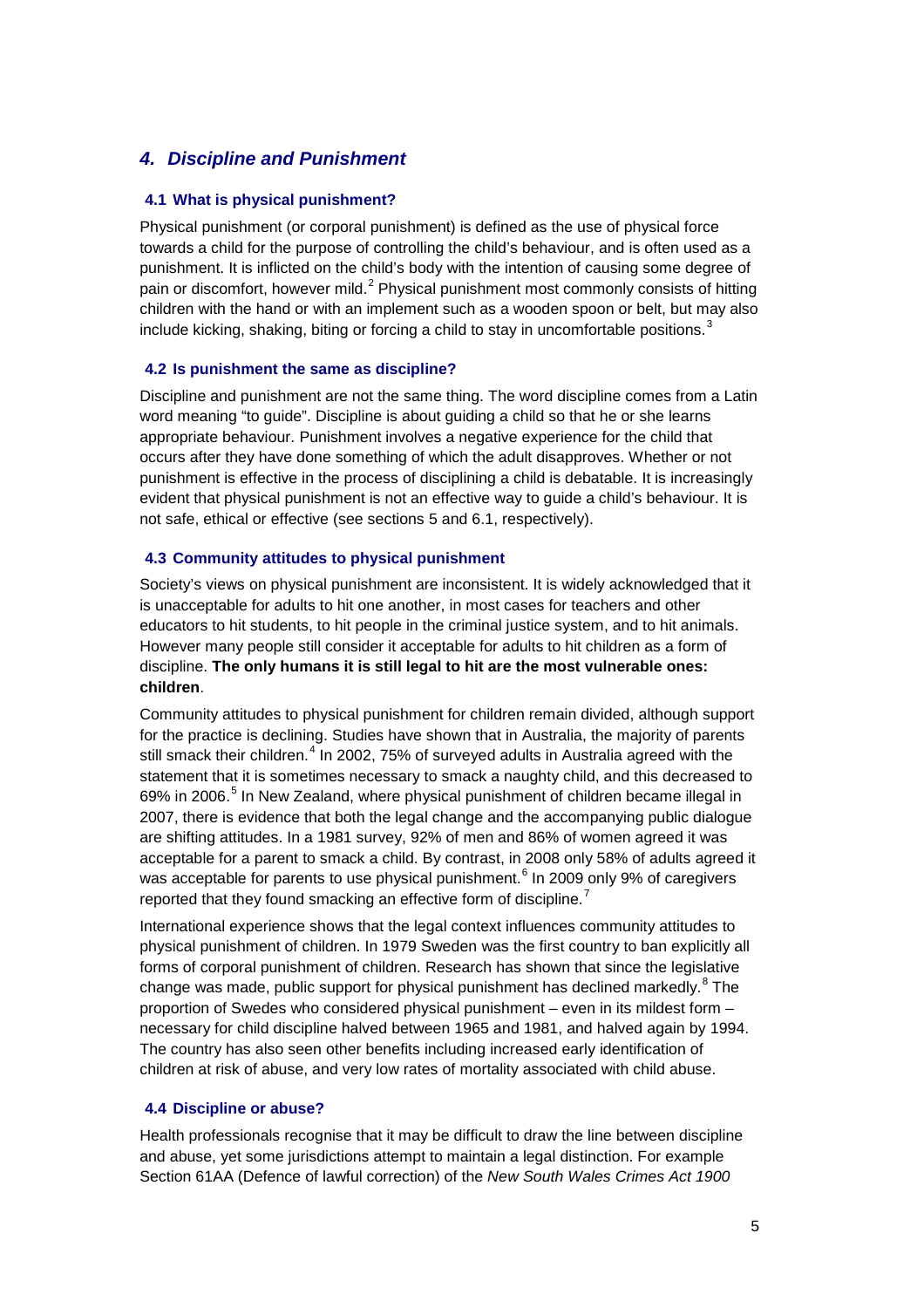## 4. *Discipline and Punishment*

### 4.1 What is physical punishment?

Physical punishment (or corporal punishment) is defined as the use of physical force towards a child for the purpose of controlling the child's behaviour, and is often used as a punishment. It is inflicted on the child's body with the intention of causing some degree of pain or discomfort, however mild.[2] Physical punishment most commonly consists of hitting children with the hand or with an implement such as a wooden spoon or belt, but may also include kicking, shaking, biting or forcing a child to stay in uncomfortable positions.[3]

### 4.2 Is punishment the same as discipline?

Discipline and punishment are not the same thing. The word discipline comes from a Latin word meaning "to guide". Discipline is about guiding a child so that he or she learns appropriate behaviour. Punishment involves a negative experience for the child that occurs after they have done something of which the adult disapproves. Whether or not punishment is effective in the process of disciplining a child is debatable. It is increasingly evident that physical punishment is not an effective way to guide a child's behaviour. It is not safe, ethical or effective (see sections 5 and 6.1, respectively).

### 4.3 Community attitudes to physical punishment

Society's views on physical punishment are inconsistent. It is widely acknowledged that it is unacceptable for adults to hit one another, in most cases for teachers and other educators to hit students, to hit people in the criminal justice system, and to hit animals. However many people still consider it acceptable for adults to hit children as a form of discipline. **The only humans it is still legal to hit are the most vulnerable ones: children**.

Community attitudes to physical punishment for children remain divided, although support for the practice is declining. Studies have shown that in Australia, the majority of parents still smack their children.[4] In 2002, 75% of surveyed adults in Australia agreed with the statement that it is sometimes necessary to smack a naughty child, and this decreased to 69% in 2006.[5] In New Zealand, where physical punishment of children became illegal in 2007, there is evidence that both the legal change and the accompanying public dialogue are shifting attitudes. In a 1981 survey, 92% of men and 86% of women agreed it was acceptable for a parent to smack a child. By contrast, in 2008 only 58% of adults agreed it was acceptable for parents to use physical punishment.[6] In 2009 only 9% of caregivers reported that they found smacking an effective form of discipline.[7]

International experience shows that the legal context influences community attitudes to physical punishment of children. In 1979 Sweden was the first country to ban explicitly all forms of corporal punishment of children. Research has shown that since the legislative change was made, public support for physical punishment has declined markedly.[8] The proportion of Swedes who considered physical punishment – even in its mildest form – necessary for child discipline halved between 1965 and 1981, and halved again by 1994. The country has also seen other benefits including increased early identification of children at risk of abuse, and very low rates of mortality associated with child abuse.

### 4.4 Discipline or abuse?

Health professionals recognise that it may be difficult to draw the line between discipline and abuse, yet some jurisdictions attempt to maintain a legal distinction. For example Section 61AA (Defence of lawful correction) of the *New South Wales Crimes Act 1900*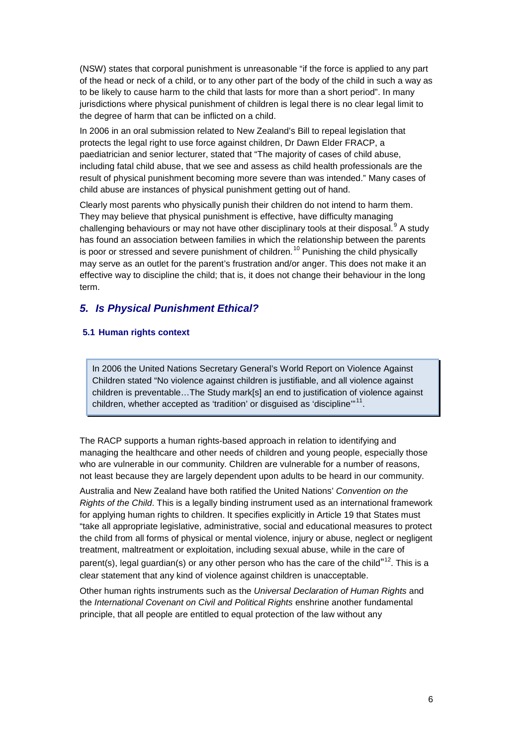(NSW) states that corporal punishment is unreasonable "if the force is applied to any part of the head or neck of a child, or to any other part of the body of the child in such a way as to be likely to cause harm to the child that lasts for more than a short period". In many jurisdictions where physical punishment of children is legal there is no clear legal limit to the degree of harm that can be inflicted on a child.

In 2006 in an oral submission related to New Zealand's Bill to repeal legislation that protects the legal right to use force against children, Dr Dawn Elder FRACP, a paediatrician and senior lecturer, stated that "The majority of cases of child abuse, including fatal child abuse, that we see and assess as child health professionals are the result of physical punishment becoming more severe than was intended." Many cases of child abuse are instances of physical punishment getting out of hand.

Clearly most parents who physically punish their children do not intend to harm them. They may believe that physical punishment is effective, have difficulty managing challenging behaviours or may not have other disciplinary tools at their disposal.[9] A study has found an association between families in which the relationship between the parents is poor or stressed and severe punishment of children.[10] Punishing the child physically may serve as an outlet for the parent's frustration and/or anger. This does not make it an effective way to discipline the child; that is, it does not change their behaviour in the long term.

## *5. Is Physical Punishment Ethical?*

### 5.1 Human rights context

> In 2006 the United Nations Secretary General's World Report on Violence Against Children stated "No violence against children is justifiable, and all violence against children is preventable…The Study mark[s] an end to justification of violence against children, whether accepted as 'tradition' or disguised as 'discipline'"[11].

The RACP supports a human rights-based approach in relation to identifying and managing the healthcare and other needs of children and young people, especially those who are vulnerable in our community. Children are vulnerable for a number of reasons, not least because they are largely dependent upon adults to be heard in our community.

Australia and New Zealand have both ratified the United Nations' *Convention on the Rights of the Child*. This is a legally binding instrument used as an international framework for applying human rights to children. It specifies explicitly in Article 19 that States must "take all appropriate legislative, administrative, social and educational measures to protect the child from all forms of physical or mental violence, injury or abuse, neglect or negligent treatment, maltreatment or exploitation, including sexual abuse, while in the care of parent(s), legal guardian(s) or any other person who has the care of the child"[12]. This is a clear statement that any kind of violence against children is unacceptable.

Other human rights instruments such as the *Universal Declaration of Human Rights* and the *International Covenant on Civil and Political Rights* enshrine another fundamental principle, that all people are entitled to equal protection of the law without any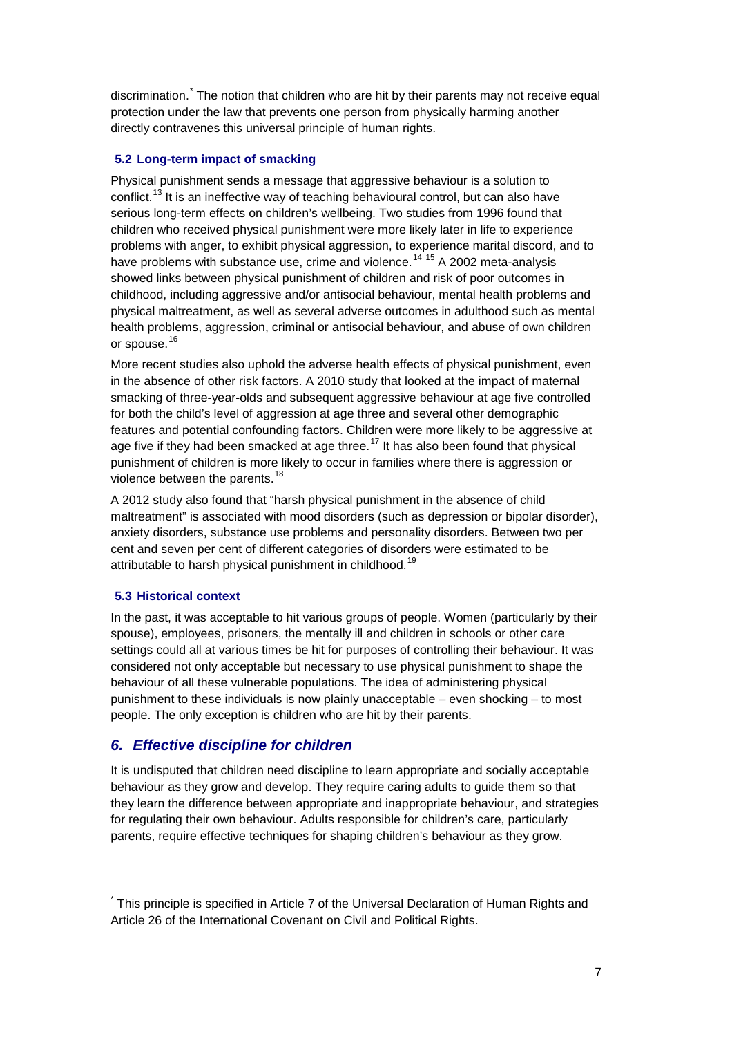discrimination.[*] The notion that children who are hit by their parents may not receive equal protection under the law that prevents one person from physically harming another directly contravenes this universal principle of human rights.

### 5.2 Long-term impact of smacking

Physical punishment sends a message that aggressive behaviour is a solution to conflict.[13] It is an ineffective way of teaching behavioural control, but can also have serious long-term effects on children's wellbeing. Two studies from 1996 found that children who received physical punishment were more likely later in life to experience problems with anger, to exhibit physical aggression, to experience marital discord, and to have problems with substance use, crime and violence.[14] [15] A 2002 meta-analysis showed links between physical punishment of children and risk of poor outcomes in childhood, including aggressive and/or antisocial behaviour, mental health problems and physical maltreatment, as well as several adverse outcomes in adulthood such as mental health problems, aggression, criminal or antisocial behaviour, and abuse of own children or spouse.[16]

More recent studies also uphold the adverse health effects of physical punishment, even in the absence of other risk factors. A 2010 study that looked at the impact of maternal smacking of three-year-olds and subsequent aggressive behaviour at age five controlled for both the child's level of aggression at age three and several other demographic features and potential confounding factors. Children were more likely to be aggressive at age five if they had been smacked at age three.[17] It has also been found that physical punishment of children is more likely to occur in families where there is aggression or violence between the parents.[18]

A 2012 study also found that "harsh physical punishment in the absence of child maltreatment" is associated with mood disorders (such as depression or bipolar disorder), anxiety disorders, substance use problems and personality disorders. Between two per cent and seven per cent of different categories of disorders were estimated to be attributable to harsh physical punishment in childhood.[19]

### 5.3 Historical context

In the past, it was acceptable to hit various groups of people. Women (particularly by their spouse), employees, prisoners, the mentally ill and children in schools or other care settings could all at various times be hit for purposes of controlling their behaviour. It was considered not only acceptable but necessary to use physical punishment to shape the behaviour of all these vulnerable populations. The idea of administering physical punishment to these individuals is now plainly unacceptable – even shocking – to most people. The only exception is children who are hit by their parents.

## *6. Effective discipline for children*

It is undisputed that children need discipline to learn appropriate and socially acceptable behaviour as they grow and develop. They require caring adults to guide them so that they learn the difference between appropriate and inappropriate behaviour, and strategies for regulating their own behaviour. Adults responsible for children's care, particularly parents, require effective techniques for shaping children's behaviour as they grow.

---

[*] This principle is specified in Article 7 of the Universal Declaration of Human Rights and Article 26 of the International Covenant on Civil and Political Rights.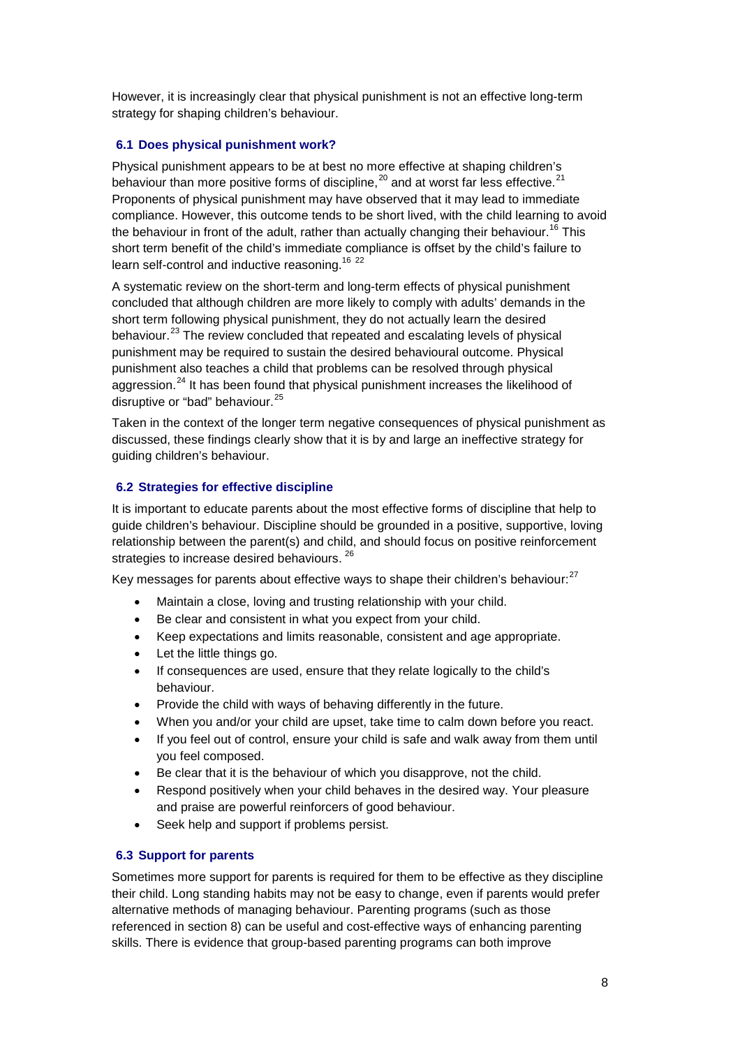However, it is increasingly clear that physical punishment is not an effective long-term strategy for shaping children's behaviour.

### 6.1 Does physical punishment work?

Physical punishment appears to be at best no more effective at shaping children's behaviour than more positive forms of discipline,[20] and at worst far less effective.[21] Proponents of physical punishment may have observed that it may lead to immediate compliance. However, this outcome tends to be short lived, with the child learning to avoid the behaviour in front of the adult, rather than actually changing their behaviour.[16] This short term benefit of the child's immediate compliance is offset by the child's failure to learn self-control and inductive reasoning.[16, 22]

A systematic review on the short-term and long-term effects of physical punishment concluded that although children are more likely to comply with adults' demands in the short term following physical punishment, they do not actually learn the desired behaviour.[23] The review concluded that repeated and escalating levels of physical punishment may be required to sustain the desired behavioural outcome. Physical punishment also teaches a child that problems can be resolved through physical aggression.[24] It has been found that physical punishment increases the likelihood of disruptive or "bad" behaviour.[25]

Taken in the context of the longer term negative consequences of physical punishment as discussed, these findings clearly show that it is by and large an ineffective strategy for guiding children's behaviour.

### 6.2 Strategies for effective discipline

It is important to educate parents about the most effective forms of discipline that help to guide children's behaviour. Discipline should be grounded in a positive, supportive, loving relationship between the parent(s) and child, and should focus on positive reinforcement strategies to increase desired behaviours. [26]

Key messages for parents about effective ways to shape their children's behaviour:[27]

- Maintain a close, loving and trusting relationship with your child.
- Be clear and consistent in what you expect from your child.
- Keep expectations and limits reasonable, consistent and age appropriate.
- Let the little things go.
- If consequences are used, ensure that they relate logically to the child's behaviour.
- Provide the child with ways of behaving differently in the future.
- When you and/or your child are upset, take time to calm down before you react.
- If you feel out of control, ensure your child is safe and walk away from them until you feel composed.
- Be clear that it is the behaviour of which you disapprove, not the child.
- Respond positively when your child behaves in the desired way. Your pleasure and praise are powerful reinforcers of good behaviour.
- Seek help and support if problems persist.

### 6.3 Support for parents

Sometimes more support for parents is required for them to be effective as they discipline their child. Long standing habits may not be easy to change, even if parents would prefer alternative methods of managing behaviour. Parenting programs (such as those referenced in section 8) can be useful and cost-effective ways of enhancing parenting skills. There is evidence that group-based parenting programs can both improve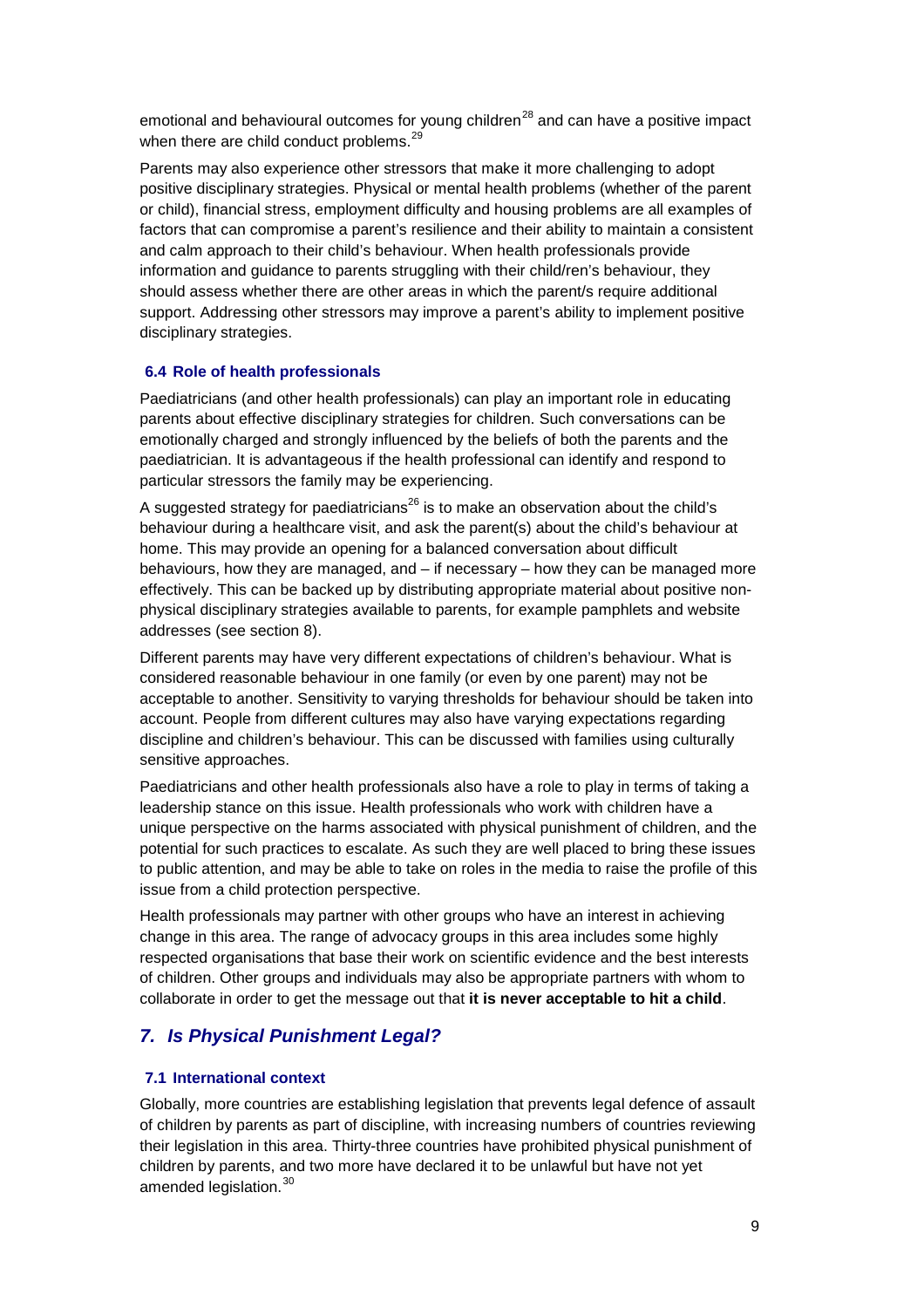emotional and behavioural outcomes for young children[28] and can have a positive impact when there are child conduct problems.[29]

Parents may also experience other stressors that make it more challenging to adopt positive disciplinary strategies. Physical or mental health problems (whether of the parent or child), financial stress, employment difficulty and housing problems are all examples of factors that can compromise a parent's resilience and their ability to maintain a consistent and calm approach to their child's behaviour. When health professionals provide information and guidance to parents struggling with their child/ren's behaviour, they should assess whether there are other areas in which the parent/s require additional support. Addressing other stressors may improve a parent's ability to implement positive disciplinary strategies.

### 6.4 Role of health professionals

Paediatricians (and other health professionals) can play an important role in educating parents about effective disciplinary strategies for children. Such conversations can be emotionally charged and strongly influenced by the beliefs of both the parents and the paediatrician. It is advantageous if the health professional can identify and respond to particular stressors the family may be experiencing.

A suggested strategy for paediatricians[26] is to make an observation about the child's behaviour during a healthcare visit, and ask the parent(s) about the child's behaviour at home. This may provide an opening for a balanced conversation about difficult behaviours, how they are managed, and – if necessary – how they can be managed more effectively. This can be backed up by distributing appropriate material about positive non-physical disciplinary strategies available to parents, for example pamphlets and website addresses (see section 8).

Different parents may have very different expectations of children's behaviour. What is considered reasonable behaviour in one family (or even by one parent) may not be acceptable to another. Sensitivity to varying thresholds for behaviour should be taken into account. People from different cultures may also have varying expectations regarding discipline and children's behaviour. This can be discussed with families using culturally sensitive approaches.

Paediatricians and other health professionals also have a role to play in terms of taking a leadership stance on this issue. Health professionals who work with children have a unique perspective on the harms associated with physical punishment of children, and the potential for such practices to escalate. As such they are well placed to bring these issues to public attention, and may be able to take on roles in the media to raise the profile of this issue from a child protection perspective.

Health professionals may partner with other groups who have an interest in achieving change in this area. The range of advocacy groups in this area includes some highly respected organisations that base their work on scientific evidence and the best interests of children. Other groups and individuals may also be appropriate partners with whom to collaborate in order to get the message out that **it is never acceptable to hit a child**.

## *7. Is Physical Punishment Legal?*

### 7.1 International context

Globally, more countries are establishing legislation that prevents legal defence of assault of children by parents as part of discipline, with increasing numbers of countries reviewing their legislation in this area. Thirty-three countries have prohibited physical punishment of children by parents, and two more have declared it to be unlawful but have not yet amended legislation.[30]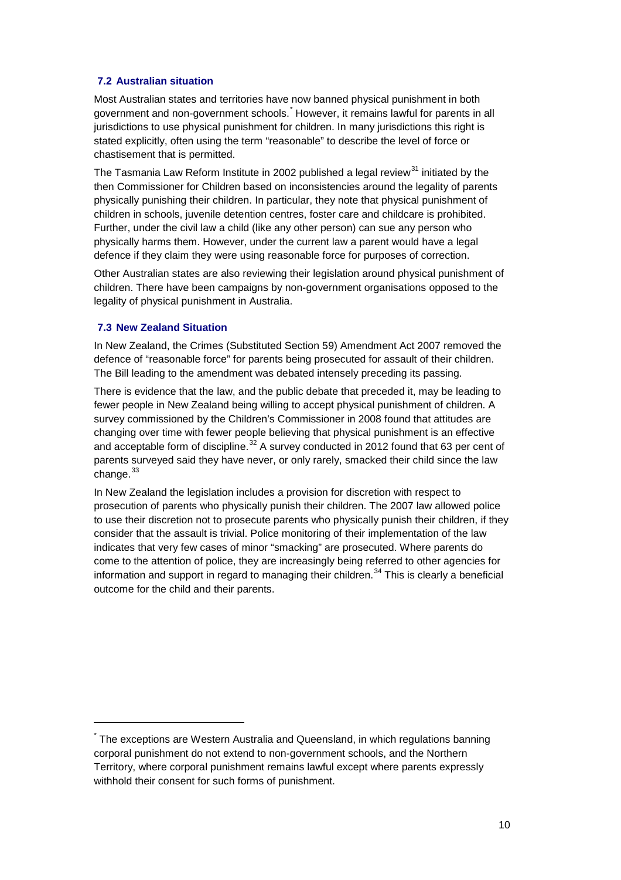### 7.2 Australian situation

Most Australian states and territories have now banned physical punishment in both government and non-government schools.[*] However, it remains lawful for parents in all jurisdictions to use physical punishment for children. In many jurisdictions this right is stated explicitly, often using the term "reasonable" to describe the level of force or chastisement that is permitted.

The Tasmania Law Reform Institute in 2002 published a legal review[31] initiated by the then Commissioner for Children based on inconsistencies around the legality of parents physically punishing their children. In particular, they note that physical punishment of children in schools, juvenile detention centres, foster care and childcare is prohibited. Further, under the civil law a child (like any other person) can sue any person who physically harms them. However, under the current law a parent would have a legal defence if they claim they were using reasonable force for purposes of correction.

Other Australian states are also reviewing their legislation around physical punishment of children. There have been campaigns by non-government organisations opposed to the legality of physical punishment in Australia.

### 7.3 New Zealand Situation

In New Zealand, the Crimes (Substituted Section 59) Amendment Act 2007 removed the defence of "reasonable force" for parents being prosecuted for assault of their children. The Bill leading to the amendment was debated intensely preceding its passing.

There is evidence that the law, and the public debate that preceded it, may be leading to fewer people in New Zealand being willing to accept physical punishment of children. A survey commissioned by the Children's Commissioner in 2008 found that attitudes are changing over time with fewer people believing that physical punishment is an effective and acceptable form of discipline.[32] A survey conducted in 2012 found that 63 per cent of parents surveyed said they have never, or only rarely, smacked their child since the law change.[33]

In New Zealand the legislation includes a provision for discretion with respect to prosecution of parents who physically punish their children. The 2007 law allowed police to use their discretion not to prosecute parents who physically punish their children, if they consider that the assault is trivial. Police monitoring of their implementation of the law indicates that very few cases of minor "smacking" are prosecuted. Where parents do come to the attention of police, they are increasingly being referred to other agencies for information and support in regard to managing their children.[34] This is clearly a beneficial outcome for the child and their parents.

---

[*] The exceptions are Western Australia and Queensland, in which regulations banning corporal punishment do not extend to non-government schools, and the Northern Territory, where corporal punishment remains lawful except where parents expressly withhold their consent for such forms of punishment.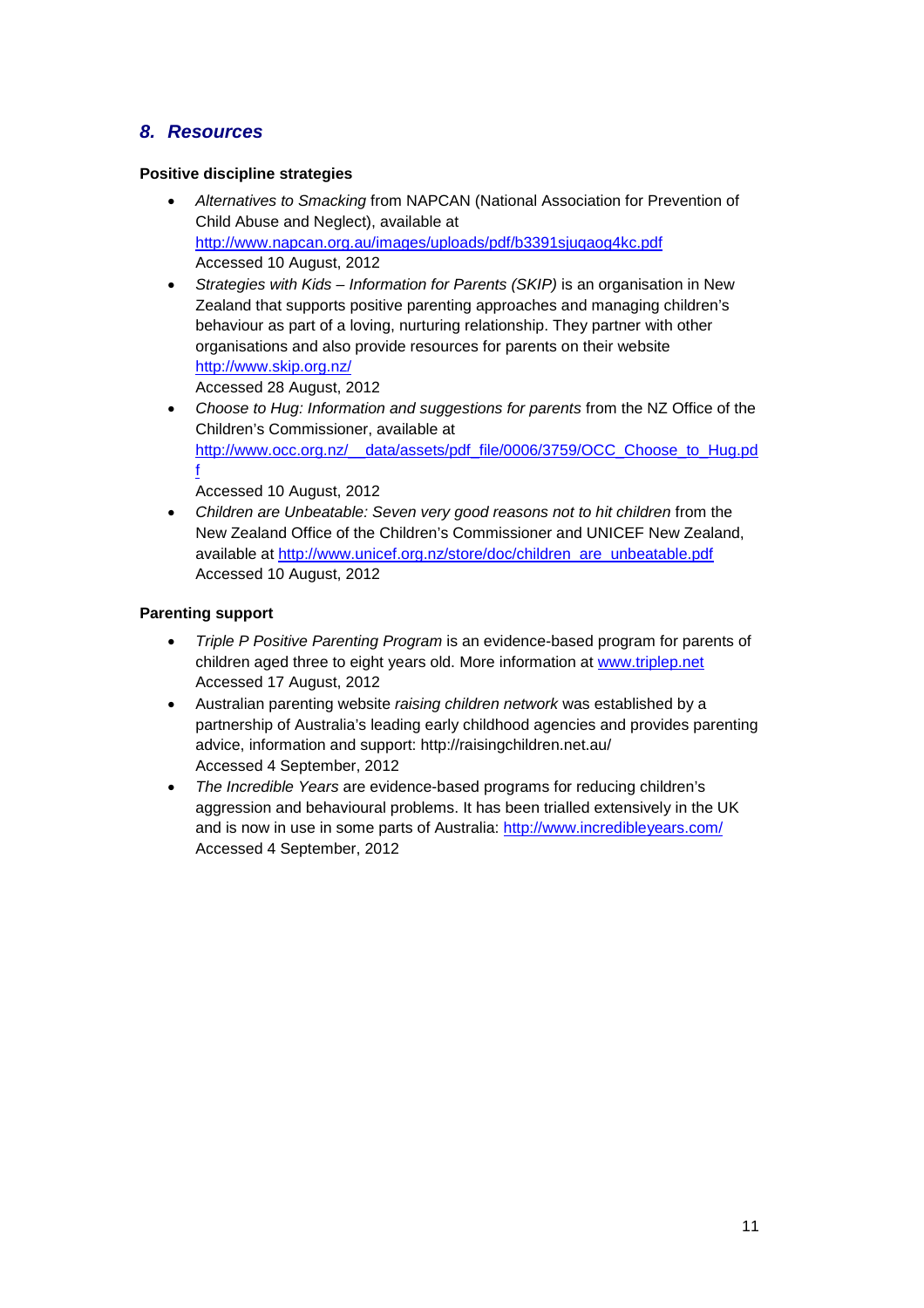## *8. Resources*

**Positive discipline strategies**

- *Alternatives to Smacking* from NAPCAN (National Association for Prevention of Child Abuse and Neglect), available at http://www.napcan.org.au/images/uploads/pdf/b3391sjuqaog4kc.pdf
  Accessed 10 August, 2012
- *Strategies with Kids – Information for Parents (SKIP)* is an organisation in New Zealand that supports positive parenting approaches and managing children's behaviour as part of a loving, nurturing relationship. They partner with other organisations and also provide resources for parents on their website http://www.skip.org.nz/
  Accessed 28 August, 2012
- *Choose to Hug: Information and suggestions for parents* from the NZ Office of the Children's Commissioner, available at http://www.occ.org.nz/__data/assets/pdf_file/0006/3759/OCC_Choose_to_Hug.pdf
  Accessed 10 August, 2012
- *Children are Unbeatable: Seven very good reasons not to hit children* from the New Zealand Office of the Children's Commissioner and UNICEF New Zealand, available at http://www.unicef.org.nz/store/doc/children_are_unbeatable.pdf
  Accessed 10 August, 2012

**Parenting support**

- *Triple P Positive Parenting Program* is an evidence-based program for parents of children aged three to eight years old. More information at www.triplep.net
  Accessed 17 August, 2012
- Australian parenting website *raising children network* was established by a partnership of Australia's leading early childhood agencies and provides parenting advice, information and support: http://raisingchildren.net.au/
  Accessed 4 September, 2012
- *The Incredible Years* are evidence-based programs for reducing children's aggression and behavioural problems. It has been trialled extensively in the UK and is now in use in some parts of Australia: http://www.incredibleyears.com/
  Accessed 4 September, 2012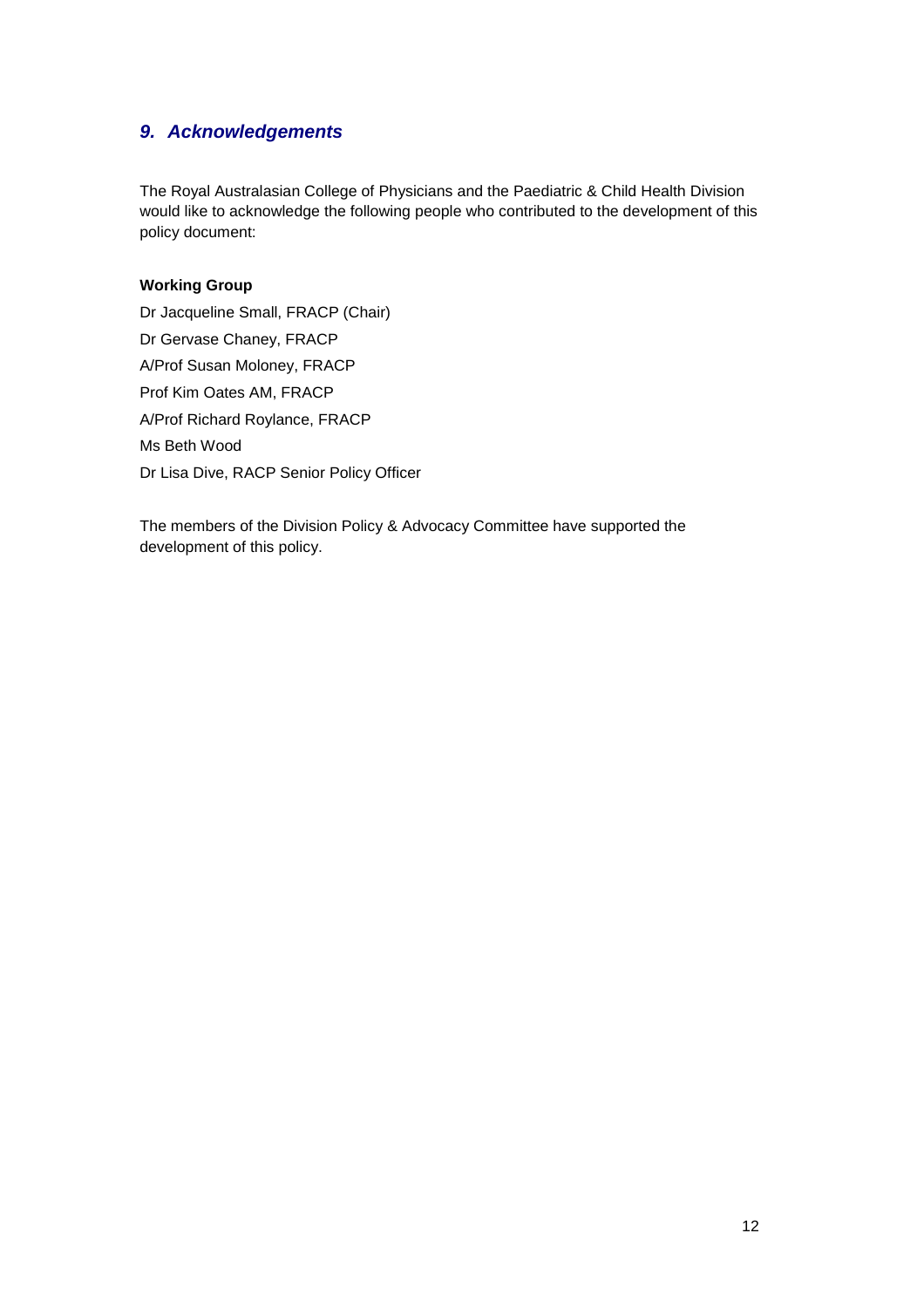## *9. Acknowledgements*

The Royal Australasian College of Physicians and the Paediatric & Child Health Division would like to acknowledge the following people who contributed to the development of this policy document:

**Working Group**

Dr Jacqueline Small, FRACP (Chair)

Dr Gervase Chaney, FRACP

A/Prof Susan Moloney, FRACP

Prof Kim Oates AM, FRACP

A/Prof Richard Roylance, FRACP

Ms Beth Wood

Dr Lisa Dive, RACP Senior Policy Officer

The members of the Division Policy & Advocacy Committee have supported the development of this policy.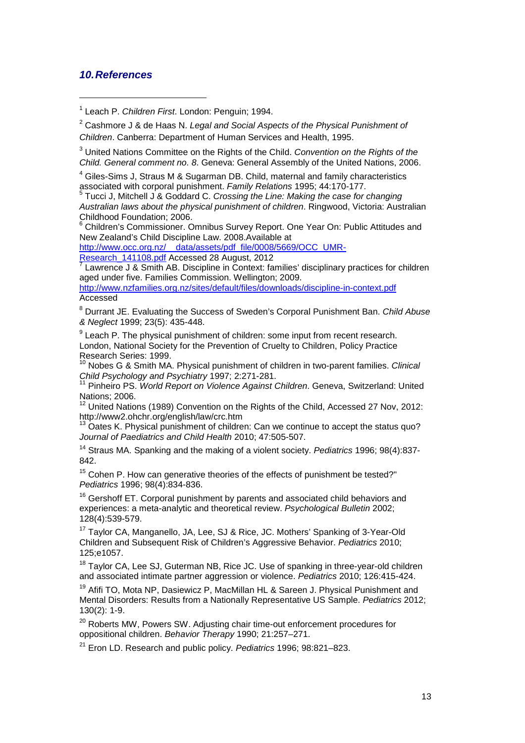## *10. References*

[1] Leach P. *Children First*. London: Penguin; 1994.

[2] Cashmore J & de Haas N. *Legal and Social Aspects of the Physical Punishment of Children*. Canberra: Department of Human Services and Health, 1995.

[3] United Nations Committee on the Rights of the Child. *Convention on the Rights of the Child. General comment no. 8*. Geneva: General Assembly of the United Nations, 2006.

[4] Giles-Sims J, Straus M & Sugarman DB. Child, maternal and family characteristics associated with corporal punishment. *Family Relations* 1995; 44:170-177.

[5] Tucci J, Mitchell J & Goddard C. *Crossing the Line: Making the case for changing Australian laws about the physical punishment of children*. Ringwood, Victoria: Australian Childhood Foundation; 2006.

[6] Children's Commissioner. Omnibus Survey Report. One Year On: Public Attitudes and New Zealand's Child Discipline Law. 2008.Available at http://www.occ.org.nz/__data/assets/pdf_file/0008/5669/OCC_UMR-Research_141108.pdf Accessed 28 August, 2012

[7] Lawrence J & Smith AB. Discipline in Context: families' disciplinary practices for children aged under five. Families Commission. Wellington; 2009. http://www.nzfamilies.org.nz/sites/default/files/downloads/discipline-in-context.pdf Accessed

[8] Durrant JE. Evaluating the Success of Sweden's Corporal Punishment Ban. *Child Abuse & Neglect* 1999; 23(5): 435-448.

[9] Leach P. The physical punishment of children: some input from recent research. London, National Society for the Prevention of Cruelty to Children, Policy Practice Research Series: 1999.

[10] Nobes G & Smith MA. Physical punishment of children in two-parent families. *Clinical Child Psychology and Psychiatry* 1997; 2:271-281.

[11] Pinheiro PS. *World Report on Violence Against Children*. Geneva, Switzerland: United Nations; 2006.

[12] United Nations (1989) Convention on the Rights of the Child, Accessed 27 Nov, 2012: http://www2.ohchr.org/english/law/crc.htm

[13] Oates K. Physical punishment of children: Can we continue to accept the status quo? *Journal of Paediatrics and Child Health* 2010; 47:505-507.

[14] Straus MA. Spanking and the making of a violent society. *Pediatrics* 1996; 98(4):837-842.

[15] Cohen P. How can generative theories of the effects of punishment be tested?" *Pediatrics* 1996; 98(4):834-836.

[16] Gershoff ET. Corporal punishment by parents and associated child behaviors and experiences: a meta-analytic and theoretical review. *Psychological Bulletin* 2002; 128(4):539-579.

[17] Taylor CA, Manganello, JA, Lee, SJ & Rice, JC. Mothers' Spanking of 3-Year-Old Children and Subsequent Risk of Children's Aggressive Behavior. *Pediatrics* 2010; 125;e1057.

[18] Taylor CA, Lee SJ, Guterman NB, Rice JC. Use of spanking in three-year-old children and associated intimate partner aggression or violence. *Pediatrics* 2010; 126:415-424.

[19] Afifi TO, Mota NP, Dasiewicz P, MacMillan HL & Sareen J. Physical Punishment and Mental Disorders: Results from a Nationally Representative US Sample. *Pediatrics* 2012; 130(2): 1-9.

[20] Roberts MW, Powers SW. Adjusting chair time-out enforcement procedures for oppositional children. *Behavior Therapy* 1990; 21:257–271.

[21] Eron LD. Research and public policy. *Pediatrics* 1996; 98:821–823.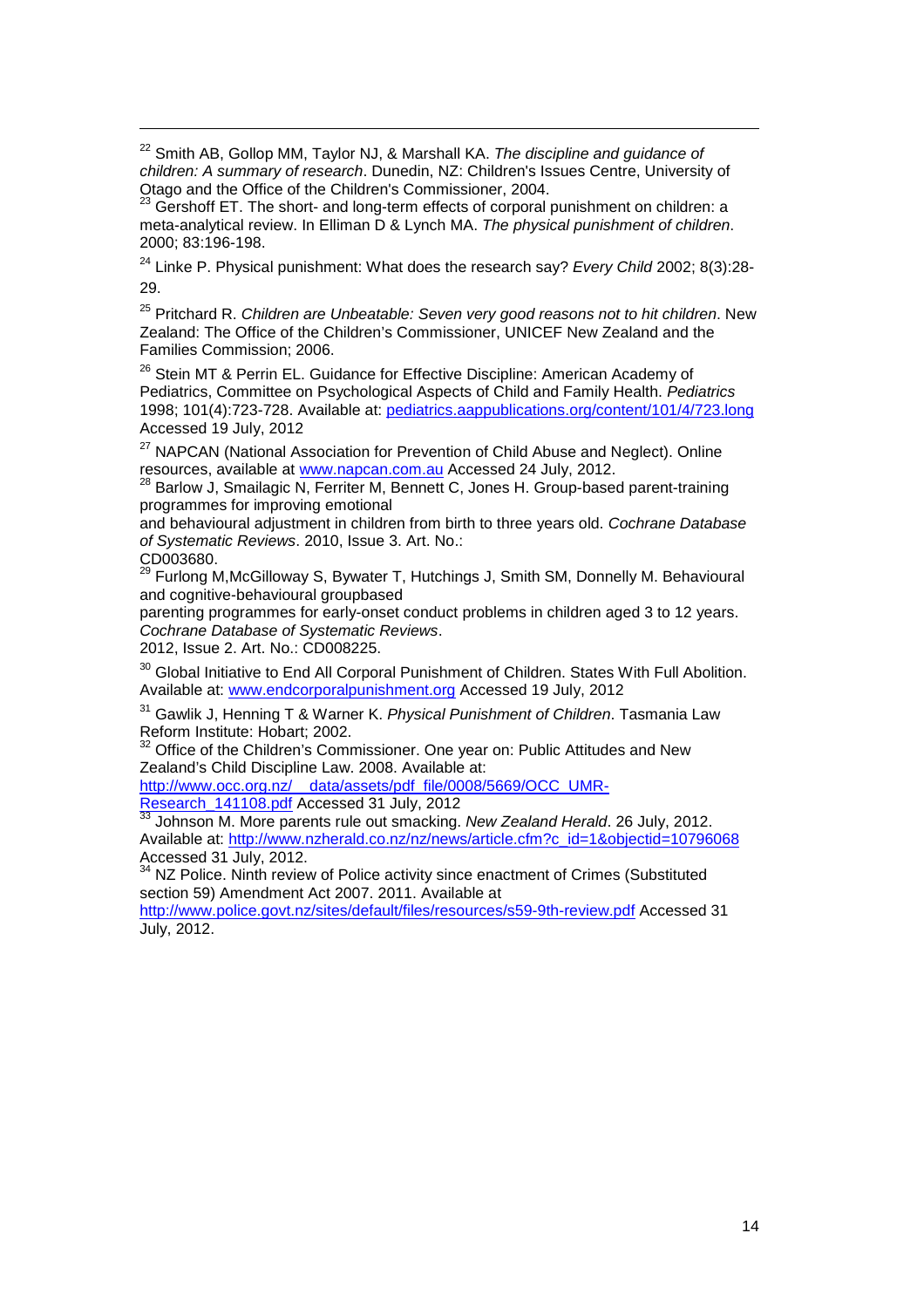[22] Smith AB, Gollop MM, Taylor NJ, & Marshall KA. *The discipline and guidance of children: A summary of research*. Dunedin, NZ: Children's Issues Centre, University of Otago and the Office of the Children's Commissioner, 2004.

[23] Gershoff ET. The short- and long-term effects of corporal punishment on children: a meta-analytical review. In Elliman D & Lynch MA. *The physical punishment of children*. 2000; 83:196-198.

[24] Linke P. Physical punishment: What does the research say? *Every Child* 2002; 8(3):28-29.

[25] Pritchard R. *Children are Unbeatable: Seven very good reasons not to hit children*. New Zealand: The Office of the Children's Commissioner, UNICEF New Zealand and the Families Commission; 2006.

[26] Stein MT & Perrin EL. Guidance for Effective Discipline: American Academy of Pediatrics, Committee on Psychological Aspects of Child and Family Health. *Pediatrics* 1998; 101(4):723-728. Available at: pediatrics.aappublications.org/content/101/4/723.long Accessed 19 July, 2012

[27] NAPCAN (National Association for Prevention of Child Abuse and Neglect). Online resources, available at www.napcan.com.au Accessed 24 July, 2012.

[28] Barlow J, Smailagic N, Ferriter M, Bennett C, Jones H. Group-based parent-training programmes for improving emotional and behavioural adjustment in children from birth to three years old. *Cochrane Database of Systematic Reviews*. 2010, Issue 3. Art. No.: CD003680.

[29] Furlong M,McGilloway S, Bywater T, Hutchings J, Smith SM, Donnelly M. Behavioural and cognitive-behavioural groupbased parenting programmes for early-onset conduct problems in children aged 3 to 12 years. *Cochrane Database of Systematic Reviews*. 2012, Issue 2. Art. No.: CD008225.

[30] Global Initiative to End All Corporal Punishment of Children. States With Full Abolition. Available at: www.endcorporalpunishment.org Accessed 19 July, 2012

[31] Gawlik J, Henning T & Warner K. *Physical Punishment of Children*. Tasmania Law Reform Institute: Hobart; 2002.

[32] Office of the Children's Commissioner. One year on: Public Attitudes and New Zealand's Child Discipline Law. 2008. Available at: http://www.occ.org.nz/__data/assets/pdf_file/0008/5669/OCC_UMR-Research_141108.pdf Accessed 31 July, 2012

[33] Johnson M. More parents rule out smacking. *New Zealand Herald*. 26 July, 2012. Available at: http://www.nzherald.co.nz/nz/news/article.cfm?c_id=1&objectid=10796068 Accessed 31 July, 2012.

[34] NZ Police. Ninth review of Police activity since enactment of Crimes (Substituted section 59) Amendment Act 2007. 2011. Available at http://www.police.govt.nz/sites/default/files/resources/s59-9th-review.pdf Accessed 31 July, 2012.